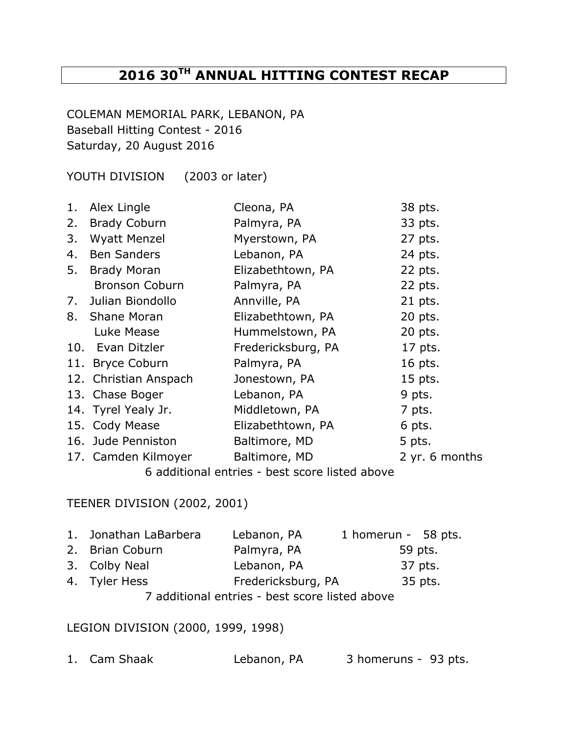# 2016 30TH ANNUAL HITTING CONTEST RECAP

COLEMAN MEMORIAL PARK, LEBANON, PA
Baseball Hitting Contest - 2016
Saturday, 20 August 2016

YOUTH DIVISION (2003 or later)

| | Name | Hometown | Score |
|---|---|---|---|
| 1. | Alex Lingle | Cleona, PA | 38 pts. |
| 2. | Brady Coburn | Palmyra, PA | 33 pts. |
| 3. | Wyatt Menzel | Myerstown, PA | 27 pts. |
| 4. | Ben Sanders | Lebanon, PA | 24 pts. |
| 5. | Brady Moran | Elizabethtown, PA | 22 pts. |
| | Bronson Coburn | Palmyra, PA | 22 pts. |
| 7. | Julian Biondollo | Annville, PA | 21 pts. |
| 8. | Shane Moran | Elizabethtown, PA | 20 pts. |
| | Luke Mease | Hummelstown, PA | 20 pts. |
| 10. | Evan Ditzler | Fredericksburg, PA | 17 pts. |
| 11. | Bryce Coburn | Palmyra, PA | 16 pts. |
| 12. | Christian Anspach | Jonestown, PA | 15 pts. |
| 13. | Chase Boger | Lebanon, PA | 9 pts. |
| 14. | Tyrel Yealy Jr. | Middletown, PA | 7 pts. |
| 15. | Cody Mease | Elizabethtown, PA | 6 pts. |
| 16. | Jude Penniston | Baltimore, MD | 5 pts. |
| 17. | Camden Kilmoyer | Baltimore, MD | 2 yr. 6 months |

6 additional entries - best score listed above

TEENER DIVISION (2002, 2001)

| | Name | Hometown | Score |
|---|---|---|---|
| 1. | Jonathan LaBarbera | Lebanon, PA | 1 homerun - 58 pts. |
| 2. | Brian Coburn | Palmyra, PA | 59 pts. |
| 3. | Colby Neal | Lebanon, PA | 37 pts. |
| 4. | Tyler Hess | Fredericksburg, PA | 35 pts. |

7 additional entries - best score listed above

LEGION DIVISION (2000, 1999, 1998)

| | Name | Hometown | Score |
|---|---|---|---|
| 1. | Cam Shaak | Lebanon, PA | 3 homeruns - 93 pts. |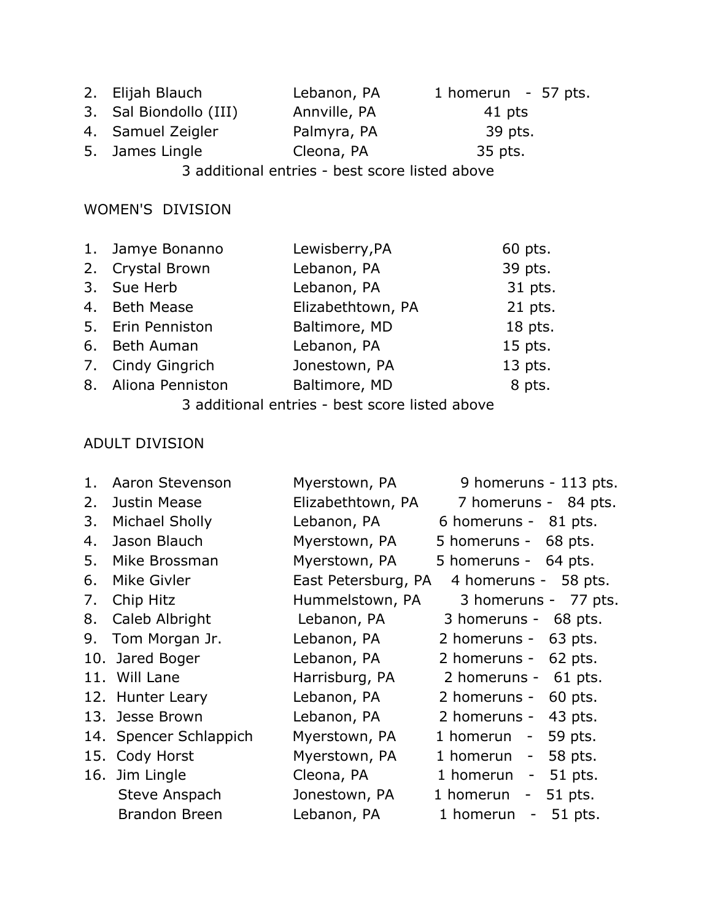2. Elijah Blauch — Lebanon, PA — 1 homerun - 57 pts.
3. Sal Biondollo (III) — Annville, PA — 41 pts
4. Samuel Zeigler — Palmyra, PA — 39 pts.
5. James Lingle — Cleona, PA — 35 pts.

3 additional entries - best score listed above

WOMEN'S DIVISION

1. Jamye Bonanno — Lewisberry,PA — 60 pts.
2. Crystal Brown — Lebanon, PA — 39 pts.
3. Sue Herb — Lebanon, PA — 31 pts.
4. Beth Mease — Elizabethtown, PA — 21 pts.
5. Erin Penniston — Baltimore, MD — 18 pts.
6. Beth Auman — Lebanon, PA — 15 pts.
7. Cindy Gingrich — Jonestown, PA — 13 pts.
8. Aliona Penniston — Baltimore, MD — 8 pts.

3 additional entries - best score listed above

ADULT DIVISION

1. Aaron Stevenson — Myerstown, PA — 9 homeruns - 113 pts.
2. Justin Mease — Elizabethtown, PA — 7 homeruns - 84 pts.
3. Michael Sholly — Lebanon, PA — 6 homeruns - 81 pts.
4. Jason Blauch — Myerstown, PA — 5 homeruns - 68 pts.
5. Mike Brossman — Myerstown, PA — 5 homeruns - 64 pts.
6. Mike Givler — East Petersburg, PA — 4 homeruns - 58 pts.
7. Chip Hitz — Hummelstown, PA — 3 homeruns - 77 pts.
8. Caleb Albright — Lebanon, PA — 3 homeruns - 68 pts.
9. Tom Morgan Jr. — Lebanon, PA — 2 homeruns - 63 pts.
10. Jared Boger — Lebanon, PA — 2 homeruns - 62 pts.
11. Will Lane — Harrisburg, PA — 2 homeruns - 61 pts.
12. Hunter Leary — Lebanon, PA — 2 homeruns - 60 pts.
13. Jesse Brown — Lebanon, PA — 2 homeruns - 43 pts.
14. Spencer Schlappich — Myerstown, PA — 1 homerun - 59 pts.
15. Cody Horst — Myerstown, PA — 1 homerun - 58 pts.
16. Jim Lingle — Cleona, PA — 1 homerun - 51 pts.
    Steve Anspach — Jonestown, PA — 1 homerun - 51 pts.
    Brandon Breen — Lebanon, PA — 1 homerun - 51 pts.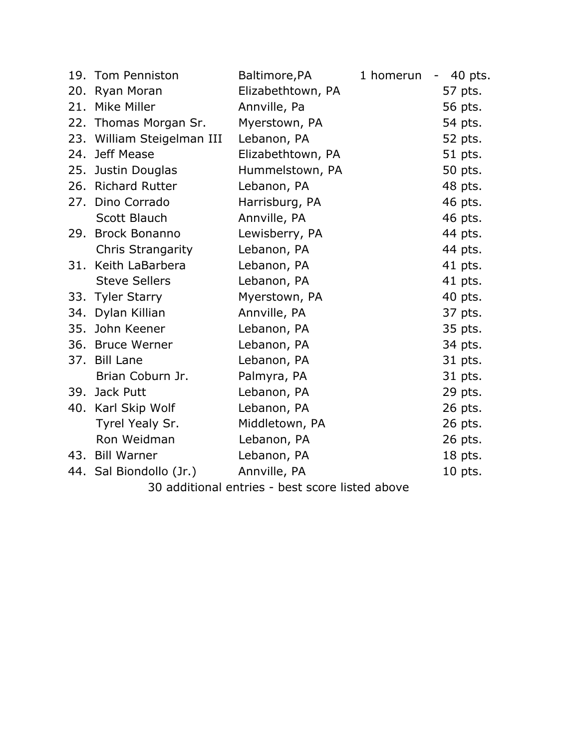| | | | |
|---|---|---|---|
| 19. | Tom Penniston | Baltimore,PA | 1 homerun - 40 pts. |
| 20. | Ryan Moran | Elizabethtown, PA | 57 pts. |
| 21. | Mike Miller | Annville, Pa | 56 pts. |
| 22. | Thomas Morgan Sr. | Myerstown, PA | 54 pts. |
| 23. | William Steigelman III | Lebanon, PA | 52 pts. |
| 24. | Jeff Mease | Elizabethtown, PA | 51 pts. |
| 25. | Justin Douglas | Hummelstown, PA | 50 pts. |
| 26. | Richard Rutter | Lebanon, PA | 48 pts. |
| 27. | Dino Corrado | Harrisburg, PA | 46 pts. |
| | Scott Blauch | Annville, PA | 46 pts. |
| 29. | Brock Bonanno | Lewisberry, PA | 44 pts. |
| | Chris Strangarity | Lebanon, PA | 44 pts. |
| 31. | Keith LaBarbera | Lebanon, PA | 41 pts. |
| | Steve Sellers | Lebanon, PA | 41 pts. |
| 33. | Tyler Starry | Myerstown, PA | 40 pts. |
| 34. | Dylan Killian | Annville, PA | 37 pts. |
| 35. | John Keener | Lebanon, PA | 35 pts. |
| 36. | Bruce Werner | Lebanon, PA | 34 pts. |
| 37. | Bill Lane | Lebanon, PA | 31 pts. |
| | Brian Coburn Jr. | Palmyra, PA | 31 pts. |
| 39. | Jack Putt | Lebanon, PA | 29 pts. |
| 40. | Karl Skip Wolf | Lebanon, PA | 26 pts. |
| | Tyrel Yealy Sr. | Middletown, PA | 26 pts. |
| | Ron Weidman | Lebanon, PA | 26 pts. |
| 43. | Bill Warner | Lebanon, PA | 18 pts. |
| 44. | Sal Biondollo (Jr.) | Annville, PA | 10 pts. |

30 additional entries - best score listed above